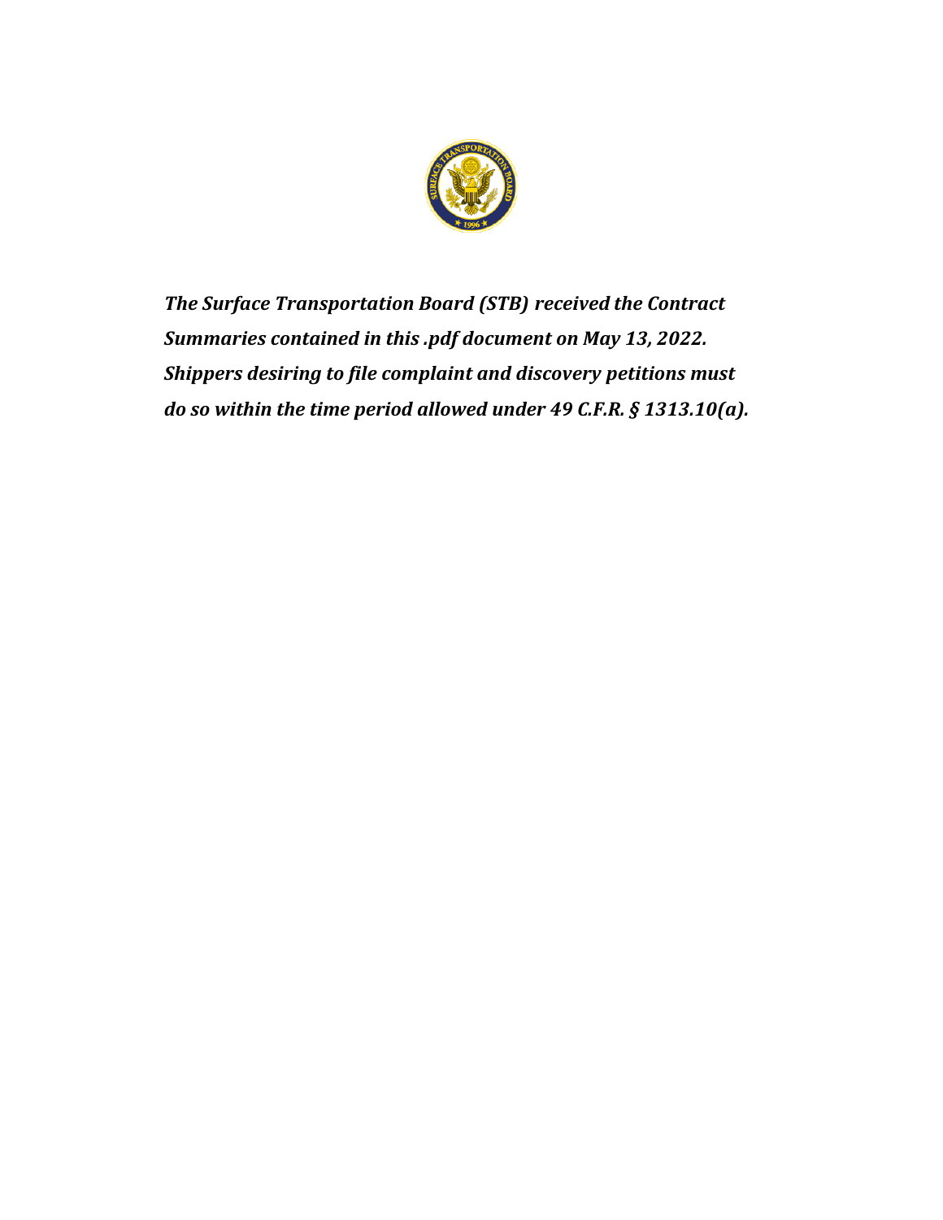***The Surface Transportation Board (STB) received the Contract Summaries contained in this .pdf document on May 13, 2022. Shippers desiring to file complaint and discovery petitions must do so within the time period allowed under 49 C.F.R. § 1313.10(a).***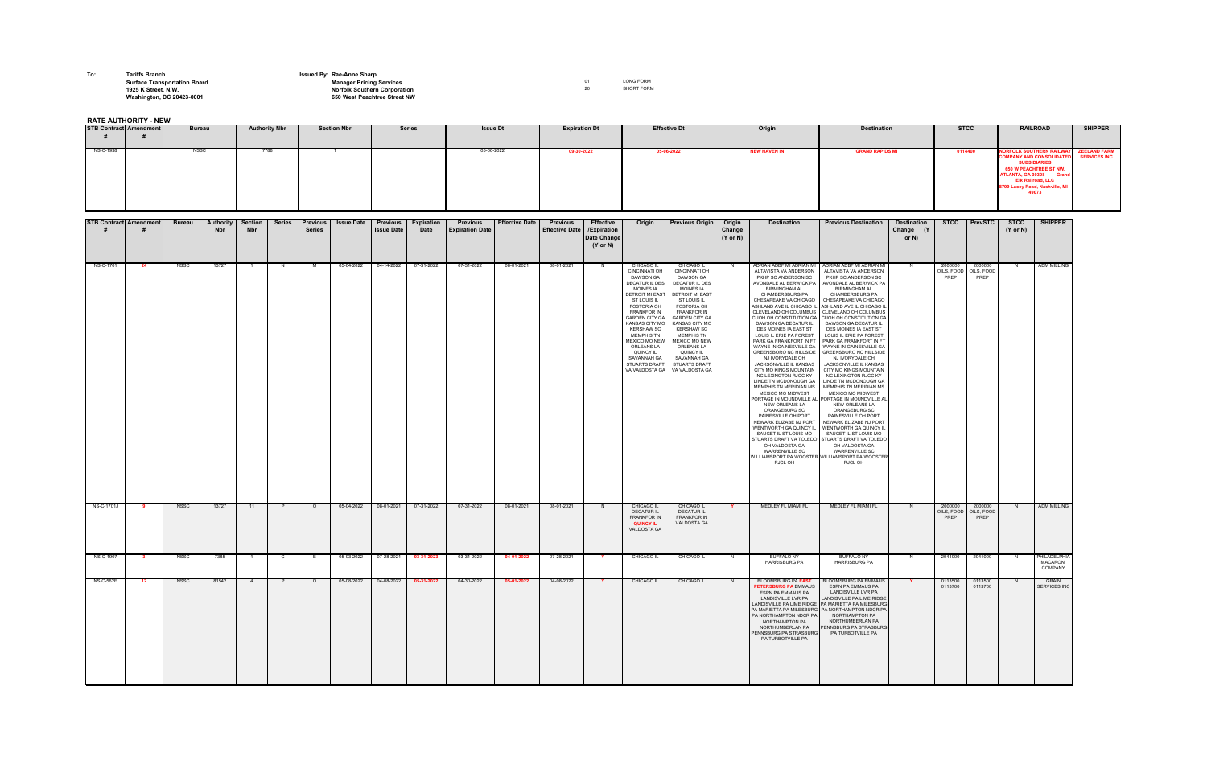**To:** Tariffs Branch
Surface Transportation Board
1925 K Street, N.W.
Washington, DC 20423-0001

**Issued By:** Rae-Anne Sharp
Manager Pricing Services
Norfolk Southern Corporation
650 West Peachtree Street NW

01 LONG FORM
20 SHORT FORM

## RATE AUTHORITY - NEW

| STB Contract # | Amendment # | Bureau | Authority Nbr | Section Nbr | Series | Issue Dt | Expiration Dt | Effective Dt | Origin | Destination | STCC | RAILROAD | SHIPPER |
|---|---|---|---|---|---|---|---|---|---|---|---|---|---|
| NS-C-1938 | | NSSC | 7788 | 1 | | 05-06-2022 | 09-30-2022 | 05-06-2022 | NEW HAVEN IN | GRAND RAPIDS MI | 0114400 | NORFOLK SOUTHERN RAILWAY COMPANY AND CONSOLIDATED SUBSIDIARIES 650 W PEACHTREE ST NW, ATLANTA, GA 30308 Grand Elk Railroad, LLC 8799 Lacey Road, Nashville, MI 49073 | ZEELAND FARM SERVICES INC |

| STB Contract # | Amendment # | Bureau | Authority Nbr | Section Nbr | Series | Previous Series | Issue Date | Previous Issue Date | Expiration Date | Previous Expiration Date | Effective Date | Previous Effective Date | Effective /Expiration Date Change (Y or N) | Origin | Previous Origin | Origin Change (Y or N) | Destination | Previous Destination | Destination Change (Y or N) | STCC | PrevSTCC | STCC (Y or N) | SHIPPER |
|---|---|---|---|---|---|---|---|---|---|---|---|---|---|---|---|---|---|---|---|---|---|---|---|
| NS-C-1701 | 24 | NSSC | 13727 | 1 | N | M | 05-04-2022 | 04-14-2022 | 07-31-2022 | 07-31-2022 | 08-01-2021 | 08-01-2021 | N | CHICAGO IL CINCINNATI OH DAWSON GA DECATUR IL DES MOINES IA DETROIT MI EAST ST LOUIS IL FOSTORIA OH FRANKFOR IN GARDEN CITY GA KANSAS CITY MO KERSHAW SC MEMPHIS TN MEXICO MO NEW ORLEANS LA QUINCY IL SAVANNAH GA STUARTS DRAFT VA VALDOSTA GA | CHICAGO IL CINCINNATI OH DAWSON GA DECATUR IL DES MOINES IA DETROIT MI EAST ST LOUIS IL FOSTORIA OH FRANKFOR IN GARDEN CITY GA KANSAS CITY MO KERSHAW SC MEMPHIS TN MEXICO MO NEW ORLEANS LA QUINCY IL SAVANNAH GA STUARTS DRAFT VA VALDOSTA GA | N | ADRIAN ADBF MI ADRIAN MI ALTAVISTA VA ANDERSON PKHP SC ANDERSON SC AVONDALE AL BERWICK PA BIRMINGHAM AL CHAMBERSBURG PA CHESAPEAKE VA CHICAGO ASHLAND AVE IL CHICAGO IL CLEVELAND OH COLUMBUS CUOH OH CONSTITUTION GA DAWSON GA DECATUR IL DES MOINES IA EAST ST LOUIS IL ERIE PA FOREST PARK GA FRANKFORT IN FT WAYNE IN GAINESVILLE GA GREENSBORO NC HILLSIDE NJ IVORYDALE OH JACKSONVILLE IL KANSAS CITY MO KINGS MOUNTAIN NC LEXINGTON RUCC KY LINDE TN MCDONOUGH GA MEMPHIS TN MERIDIAN MS MEXICO MO MIDWEST PORTAGE IN MOUNDVILLE AL NEW ORLEANS LA ORANGEBURG SC PAINESVILLE OH PORT NEWARK ELIZABE NJ PORT WENTWORTH GA QUINCY IL SAUGET IL ST LOUIS MO STUARTS DRAFT VA TOLEDO OH VALDOSTA GA WARRENVILLE SC WILLIAMSPORT PA WOOSTER RJCL OH | ADRIAN ADBF MI ADRIAN MI ALTAVISTA VA ANDERSON PKHP SC ANDERSON SC AVONDALE AL BERWICK PA BIRMINGHAM AL CHAMBERSBURG PA CHESAPEAKE VA CHICAGO ASHLAND AVE IL CHICAGO IL CLEVELAND OH COLUMBUS CUOH OH CONSTITUTION GA DAWSON GA DECATUR IL DES MOINES IA EAST ST LOUIS IL ERIE PA FOREST PARK GA FRANKFORT IN FT WAYNE IN GAINESVILLE GA GREENSBORO NC HILLSIDE NJ IVORYDALE OH JACKSONVILLE IL KANSAS CITY MO KINGS MOUNTAIN NC LEXINGTON RUCC KY LINDE TN MCDONOUGH GA MEMPHIS TN MERIDIAN MS MEXICO MO MIDWEST PORTAGE IN MOUNDVILLE AL NEW ORLEANS LA ORANGEBURG SC PAINESVILLE OH PORT NEWARK ELIZABE NJ PORT WENTWORTH GA QUINCY IL SAUGET IL ST LOUIS MO STUARTS DRAFT VA TOLEDO OH VALDOSTA GA WARRENVILLE SC WILLIAMSPORT PA WOOSTER RJCL OH | N | 2000000 OILS, FOOD PREP | 2000000 OILS, FOOD PREP | N | ADM MILLING |
| NS-C-1701J | 9 | NSSC | 13727 | 11 | P | O | 05-04-2022 | 08-01-2021 | 07-31-2022 | 07-31-2022 | 08-01-2021 | 08-01-2021 | N | CHICAGO IL DECATUR IL FRANKFOR IN QUINCY IL VALDOSTA GA | CHICAGO IL DECATUR IL FRANKFOR IN VALDOSTA GA | Y | MEDLEY FL MIAMI FL | MEDLEY FL MIAMI FL | N | 2000000 OILS, FOOD PREP | 2000000 OILS, FOOD PREP | N | ADM MILLING |
| NS-C-1907 | 3 | NSSC | 7385 | 1 | C | B | 05-03-2022 | 07-28-2021 | 03-31-2023 | 03-31-2022 | 04-01-2022 | 07-28-2021 | Y | CHICAGO IL | CHICAGO IL | N | BUFFALO NY HARRISBURG PA | BUFFALO NY HARRISBURG PA | N | 2041000 | 2041000 | N | PHILADELPHIA MACARONI COMPANY |
| NS-C-562E | 12 | NSSC | 81542 | 4 | P | O | 05-06-2022 | 04-08-2022 | 05-31-2022 | 04-30-2022 | 05-01-2022 | 04-08-2022 | Y | CHICAGO IL | CHICAGO IL | N | BLOOMSBURG PA EAST PETERSBURG PA EMMAUS ESPN PA EMMAUS PA LANDISVILLE LVR PA LANDISVILLE PA LIME RIDGE PA MARIETTA PA MILESBURG PA NORTHAMPTON NDCR PA NORTHAMPTON PA NORTHUMBERLAN PA PENNSBURG PA STRASBURG PA TURBOTVILLE PA | BLOOMSBURG PA EMMAUS ESPN PA EMMAUS PA LANDISVILLE LVR PA LANDISVILLE PA LIME RIDGE PA MARIETTA PA MILESBURG PA NORTHAMPTON NDCR PA NORTHAMPTON PA NORTHUMBERLAN PA PENNSBURG PA STRASBURG PA TURBOTVILLE PA | Y | 0113500 0113700 | 0113500 0113700 | N | GRAIN SERVICES INC |